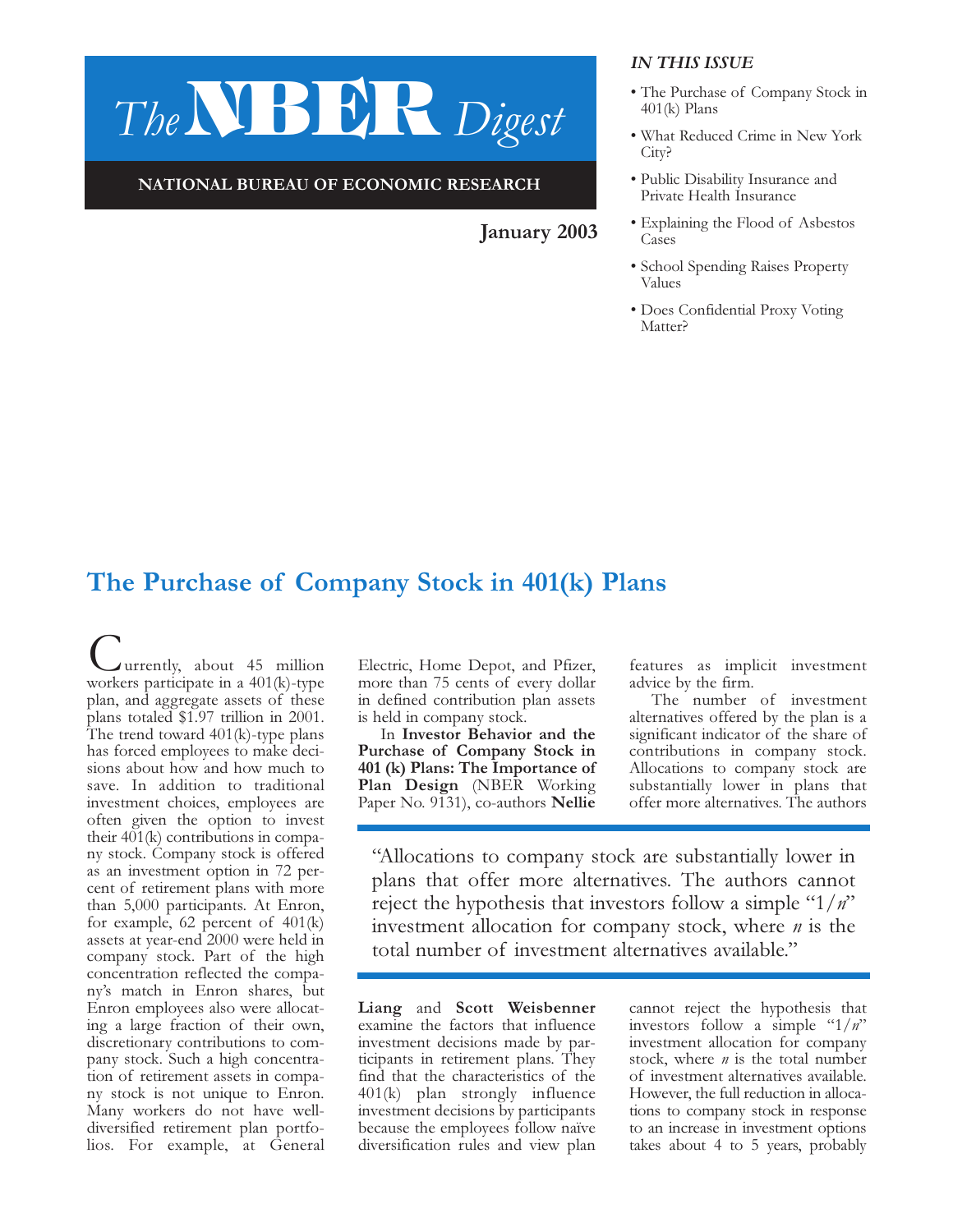# The NBER Digest

**NATIONAL BUREAU OF ECONOMIC RESEARCH**

**January 2003**

*IN THIS ISSUE*

- The Purchase of Company Stock in 401(k) Plans
- What Reduced Crime in New York City?
- Public Disability Insurance and Private Health Insurance
- Explaining the Flood of Asbestos Cases
- School Spending Raises Property Values
- Does Confidential Proxy Voting Matter?

## The Purchase of Company Stock in 401(k) Plans

Currently, about 45 million workers participate in a 401(k)-type plan, and aggregate assets of these plans totaled $1.97 trillion in 2001. The trend toward 401(k)-type plans has forced employees to make decisions about how and how much to save. In addition to traditional investment choices, employees are often given the option to invest their 401(k) contributions in company stock. Company stock is offered as an investment option in 72 percent of retirement plans with more than 5,000 participants. At Enron, for example, 62 percent of 401(k) assets at year-end 2000 were held in company stock. Part of the high concentration reflected the company's match in Enron shares, but Enron employees also were allocating a large fraction of their own, discretionary contributions to company stock. Such a high concentration of retirement assets in company stock is not unique to Enron. Many workers do not have well-diversified retirement plan portfolios. For example, at General Electric, Home Depot, and Pfizer, more than 75 cents of every dollar in defined contribution plan assets is held in company stock.

In **Investor Behavior and the Purchase of Company Stock in 401 (k) Plans: The Importance of Plan Design** (NBER Working Paper No. 9131), co-authors **Nellie Liang** and **Scott Weisbenner** examine the factors that influence investment decisions made by participants in retirement plans. They find that the characteristics of the 401(k) plan strongly influence investment decisions by participants because the employees follow naïve diversification rules and view plan features as implicit investment advice by the firm.

> "Allocations to company stock are substantially lower in plans that offer more alternatives. The authors cannot reject the hypothesis that investors follow a simple "1/*n*" investment allocation for company stock, where *n* is the total number of investment alternatives available."

The number of investment alternatives offered by the plan is a significant indicator of the share of contributions in company stock. Allocations to company stock are substantially lower in plans that offer more alternatives. The authors cannot reject the hypothesis that investors follow a simple "1/*n*" investment allocation for company stock, where *n* is the total number of investment alternatives available. However, the full reduction in allocations to company stock in response to an increase in investment options takes about 4 to 5 years, probably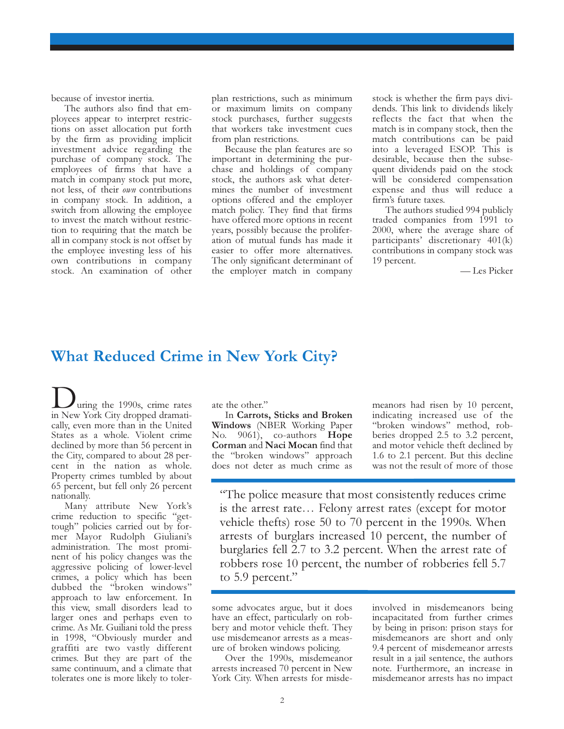because of investor inertia.

The authors also find that employees appear to interpret restrictions on asset allocation put forth by the firm as providing implicit investment advice regarding the purchase of company stock. The employees of firms that have a match in company stock put more, not less, of their *own* contributions in company stock. In addition, a switch from allowing the employee to invest the match without restriction to requiring that the match be all in company stock is not offset by the employee investing less of his own contributions in company stock. An examination of other plan restrictions, such as minimum or maximum limits on company stock purchases, further suggests that workers take investment cues from plan restrictions.

Because the plan features are so important in determining the purchase and holdings of company stock, the authors ask what determines the number of investment options offered and the employer match policy. They find that firms have offered more options in recent years, possibly because the proliferation of mutual funds has made it easier to offer more alternatives. The only significant determinant of the employer match in company stock is whether the firm pays dividends. This link to dividends likely reflects the fact that when the match is in company stock, then the match contributions can be paid into a leveraged ESOP. This is desirable, because then the subsequent dividends paid on the stock will be considered compensation expense and thus will reduce a firm's future taxes.

The authors studied 994 publicly traded companies from 1991 to 2000, where the average share of participants' discretionary 401(k) contributions in company stock was 19 percent.

— Les Picker

## What Reduced Crime in New York City?

During the 1990s, crime rates in New York City dropped dramatically, even more than in the United States as a whole. Violent crime declined by more than 56 percent in the City, compared to about 28 percent in the nation as whole. Property crimes tumbled by about 65 percent, but fell only 26 percent nationally.

Many attribute New York's crime reduction to specific "get-tough" policies carried out by former Mayor Rudolph Giuliani's administration. The most prominent of his policy changes was the aggressive policing of lower-level crimes, a policy which has been dubbed the "broken windows" approach to law enforcement. In this view, small disorders lead to larger ones and perhaps even to crime. As Mr. Guiliani told the press in 1998, "Obviously murder and graffiti are two vastly different crimes. But they are part of the same continuum, and a climate that tolerates one is more likely to tolerate the other."

In **Carrots, Sticks and Broken Windows** (NBER Working Paper No. 9061), co-authors **Hope Corman** and **Naci Mocan** find that the "broken windows" approach does not deter as much crime as some advocates argue, but it does have an effect, particularly on robbery and motor vehicle theft. They use misdemeanor arrests as a measure of broken windows policing.

> "The police measure that most consistently reduces crime is the arrest rate… Felony arrest rates (except for motor vehicle thefts) rose 50 to 70 percent in the 1990s. When arrests of burglars increased 10 percent, the number of burglaries fell 2.7 to 3.2 percent. When the arrest rate of robbers rose 10 percent, the number of robberies fell 5.7 to 5.9 percent."

Over the 1990s, misdemeanor arrests increased 70 percent in New York City. When arrests for misdemeanors had risen by 10 percent, indicating increased use of the "broken windows" method, robberies dropped 2.5 to 3.2 percent, and motor vehicle theft declined by 1.6 to 2.1 percent. But this decline was not the result of more of those involved in misdemeanors being incapacitated from further crimes by being in prison: prison stays for misdemeanors are short and only 9.4 percent of misdemeanor arrests result in a jail sentence, the authors note. Furthermore, an increase in misdemeanor arrests has no impact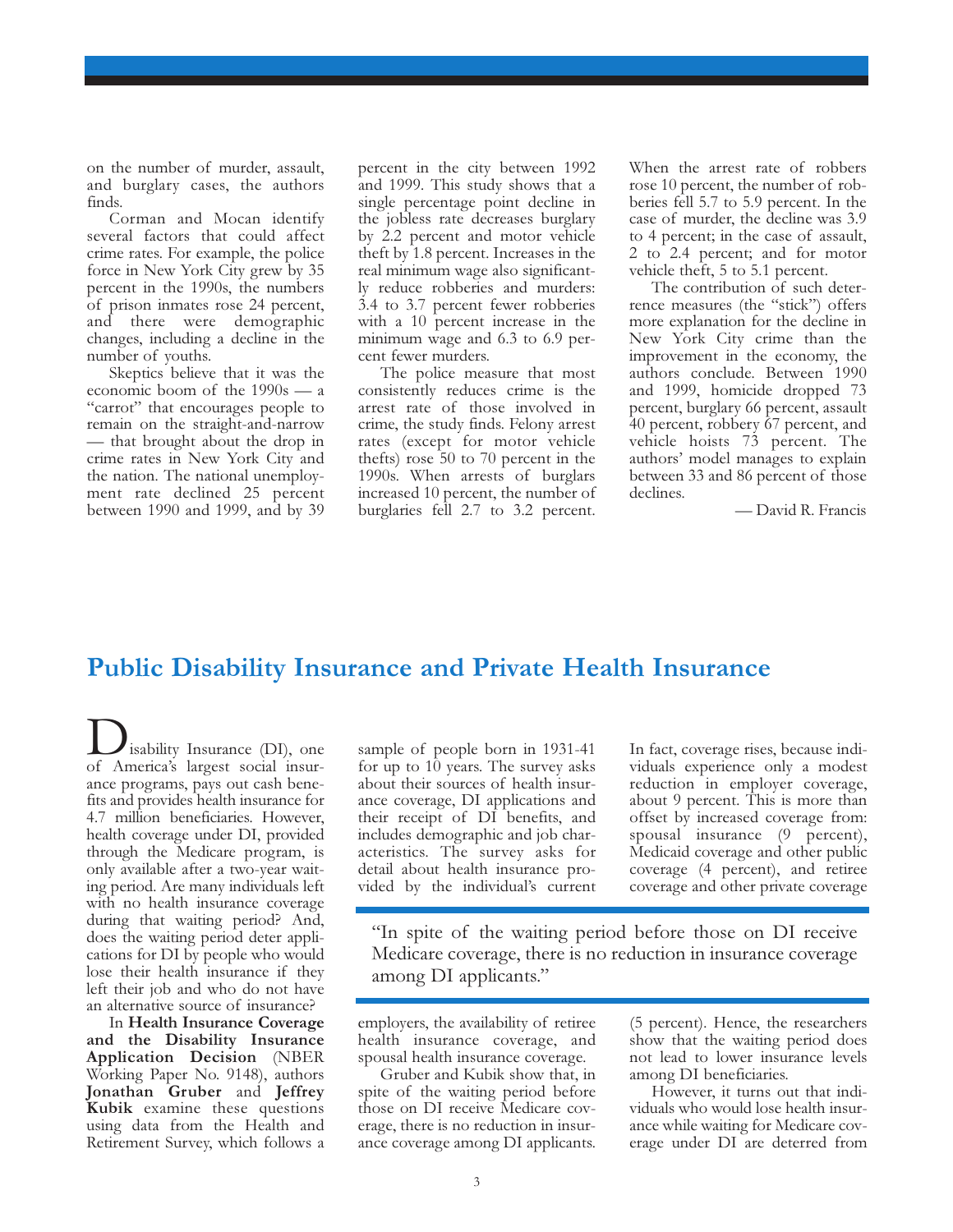on the number of murder, assault, and burglary cases, the authors finds.

Corman and Mocan identify several factors that could affect crime rates. For example, the police force in New York City grew by 35 percent in the 1990s, the numbers of prison inmates rose 24 percent, and there were demographic changes, including a decline in the number of youths.

Skeptics believe that it was the economic boom of the 1990s — a "carrot" that encourages people to remain on the straight-and-narrow — that brought about the drop in crime rates in New York City and the nation. The national unemployment rate declined 25 percent between 1990 and 1999, and by 39 percent in the city between 1992 and 1999. This study shows that a single percentage point decline in the jobless rate decreases burglary by 2.2 percent and motor vehicle theft by 1.8 percent. Increases in the real minimum wage also significantly reduce robberies and murders: 3.4 to 3.7 percent fewer robberies with a 10 percent increase in the minimum wage and 6.3 to 6.9 percent fewer murders.

The police measure that most consistently reduces crime is the arrest rate of those involved in crime, the study finds. Felony arrest rates (except for motor vehicle thefts) rose 50 to 70 percent in the 1990s. When arrests of burglars increased 10 percent, the number of burglaries fell 2.7 to 3.2 percent. When the arrest rate of robbers rose 10 percent, the number of robberies fell 5.7 to 5.9 percent. In the case of murder, the decline was 3.9 to 4 percent; in the case of assault, 2 to 2.4 percent; and for motor vehicle theft, 5 to 5.1 percent.

The contribution of such deterrence measures (the "stick") offers more explanation for the decline in New York City crime than the improvement in the economy, the authors conclude. Between 1990 and 1999, homicide dropped 73 percent, burglary 66 percent, assault 40 percent, robbery 67 percent, and vehicle hoists 73 percent. The authors' model manages to explain between 33 and 86 percent of those declines.

— David R. Francis

## Public Disability Insurance and Private Health Insurance

Disability Insurance (DI), one of America's largest social insurance programs, pays out cash benefits and provides health insurance for 4.7 million beneficiaries. However, health coverage under DI, provided through the Medicare program, is only available after a two-year waiting period. Are many individuals left with no health insurance coverage during that waiting period? And, does the waiting period deter applications for DI by people who would lose their health insurance if they left their job and who do not have an alternative source of insurance?

In **Health Insurance Coverage and the Disability Insurance Application Decision** (NBER Working Paper No. 9148), authors **Jonathan Gruber** and **Jeffrey Kubik** examine these questions using data from the Health and Retirement Survey, which follows a sample of people born in 1931-41 for up to 10 years. The survey asks about their sources of health insurance coverage, DI applications and their receipt of DI benefits, and includes demographic and job characteristics. The survey asks for detail about health insurance provided by the individual's current employers, the availability of retiree health insurance coverage, and spousal health insurance coverage.

Gruber and Kubik show that, in spite of the waiting period before those on DI receive Medicare coverage, there is no reduction in insurance coverage among DI applicants. In fact, coverage rises, because individuals experience only a modest reduction in employer coverage, about 9 percent. This is more than offset by increased coverage from: spousal insurance (9 percent), Medicaid coverage and other public coverage (4 percent), and retiree coverage and other private coverage (5 percent). Hence, the researchers show that the waiting period does not lead to lower insurance levels among DI beneficiaries.

> "In spite of the waiting period before those on DI receive Medicare coverage, there is no reduction in insurance coverage among DI applicants."

However, it turns out that individuals who would lose health insurance while waiting for Medicare coverage under DI are deterred from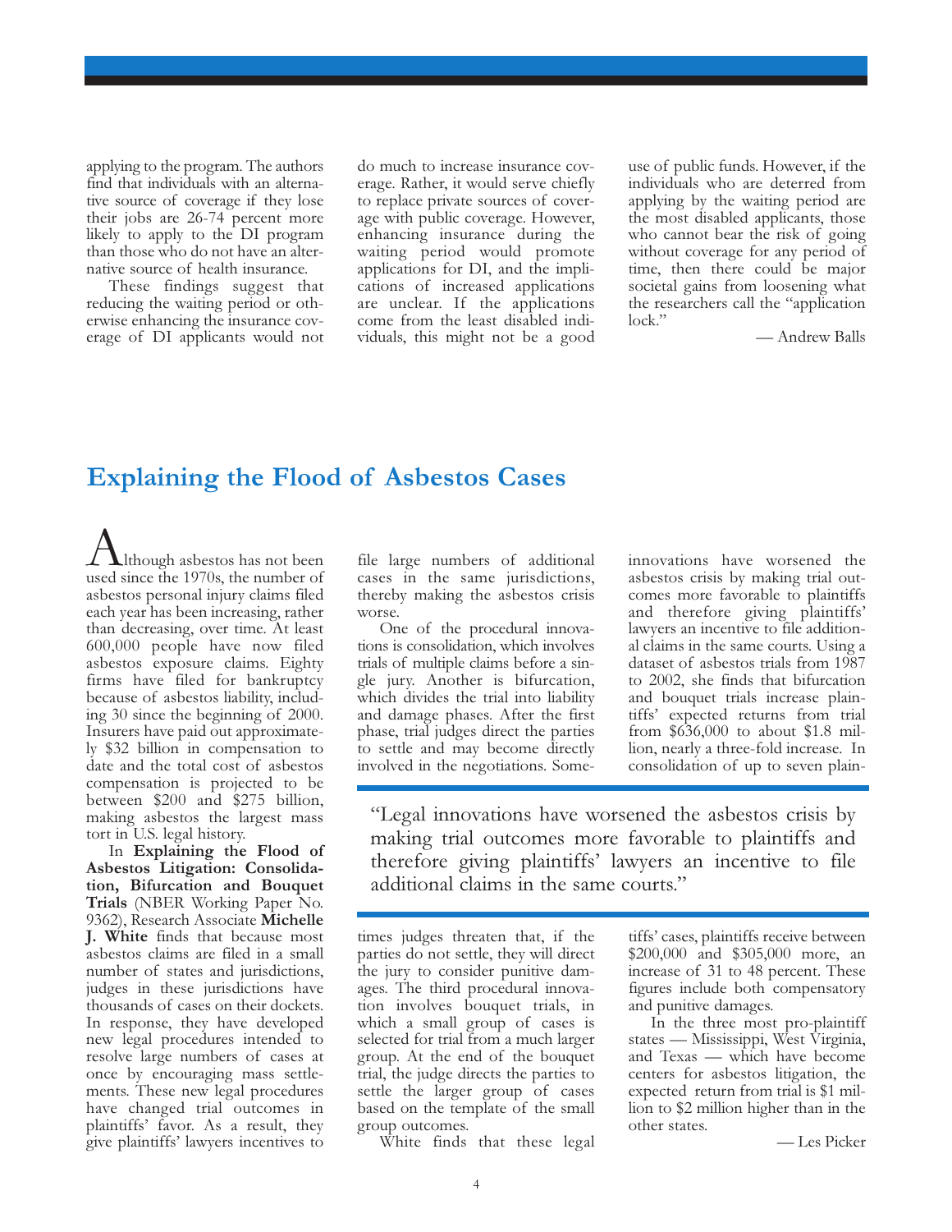applying to the program. The authors find that individuals with an alternative source of coverage if they lose their jobs are 26-74 percent more likely to apply to the DI program than those who do not have an alternative source of health insurance.

These findings suggest that reducing the waiting period or otherwise enhancing the insurance coverage of DI applicants would not do much to increase insurance coverage. Rather, it would serve chiefly to replace private sources of coverage with public coverage. However, enhancing insurance during the waiting period would promote applications for DI, and the implications of increased applications are unclear. If the applications come from the least disabled individuals, this might not be a good use of public funds. However, if the individuals who are deterred from applying by the waiting period are the most disabled applicants, those who cannot bear the risk of going without coverage for any period of time, then there could be major societal gains from loosening what the researchers call the "application lock."

— Andrew Balls

## Explaining the Flood of Asbestos Cases

Although asbestos has not been used since the 1970s, the number of asbestos personal injury claims filed each year has been increasing, rather than decreasing, over time. At least 600,000 people have now filed asbestos exposure claims. Eighty firms have filed for bankruptcy because of asbestos liability, including 30 since the beginning of 2000. Insurers have paid out approximately $32 billion in compensation to date and the total cost of asbestos compensation is projected to be between $200 and $275 billion, making asbestos the largest mass tort in U.S. legal history.

In **Explaining the Flood of Asbestos Litigation: Consolidation, Bifurcation and Bouquet Trials** (NBER Working Paper No. 9362), Research Associate **Michelle J. White** finds that because most asbestos claims are filed in a small number of states and jurisdictions, judges in these jurisdictions have thousands of cases on their dockets. In response, they have developed new legal procedures intended to resolve large numbers of cases at once by encouraging mass settlements. These new legal procedures have changed trial outcomes in plaintiffs' favor. As a result, they give plaintiffs' lawyers incentives to file large numbers of additional cases in the same jurisdictions, thereby making the asbestos crisis worse.

One of the procedural innovations is consolidation, which involves trials of multiple claims before a single jury. Another is bifurcation, which divides the trial into liability and damage phases. After the first phase, trial judges direct the parties to settle and may become directly involved in the negotiations. Sometimes judges threaten that, if the parties do not settle, they will direct the jury to consider punitive damages. The third procedural innovation involves bouquet trials, in which a small group of cases is selected for trial from a much larger group. At the end of the bouquet trial, the judge directs the parties to settle the larger group of cases based on the template of the small group outcomes.

White finds that these legal innovations have worsened the asbestos crisis by making trial outcomes more favorable to plaintiffs and therefore giving plaintiffs' lawyers an incentive to file additional claims in the same courts. Using a dataset of asbestos trials from 1987 to 2002, she finds that bifurcation and bouquet trials increase plaintiffs' expected returns from trial from $636,000 to about $1.8 million, nearly a three-fold increase. In consolidation of up to seven plaintiffs' cases, plaintiffs receive between $200,000 and $305,000 more, an increase of 31 to 48 percent. These figures include both compensatory and punitive damages.

> "Legal innovations have worsened the asbestos crisis by making trial outcomes more favorable to plaintiffs and therefore giving plaintiffs' lawyers an incentive to file additional claims in the same courts."

In the three most pro-plaintiff states — Mississippi, West Virginia, and Texas — which have become centers for asbestos litigation, the expected return from trial is $1 million to $2 million higher than in the other states.

— Les Picker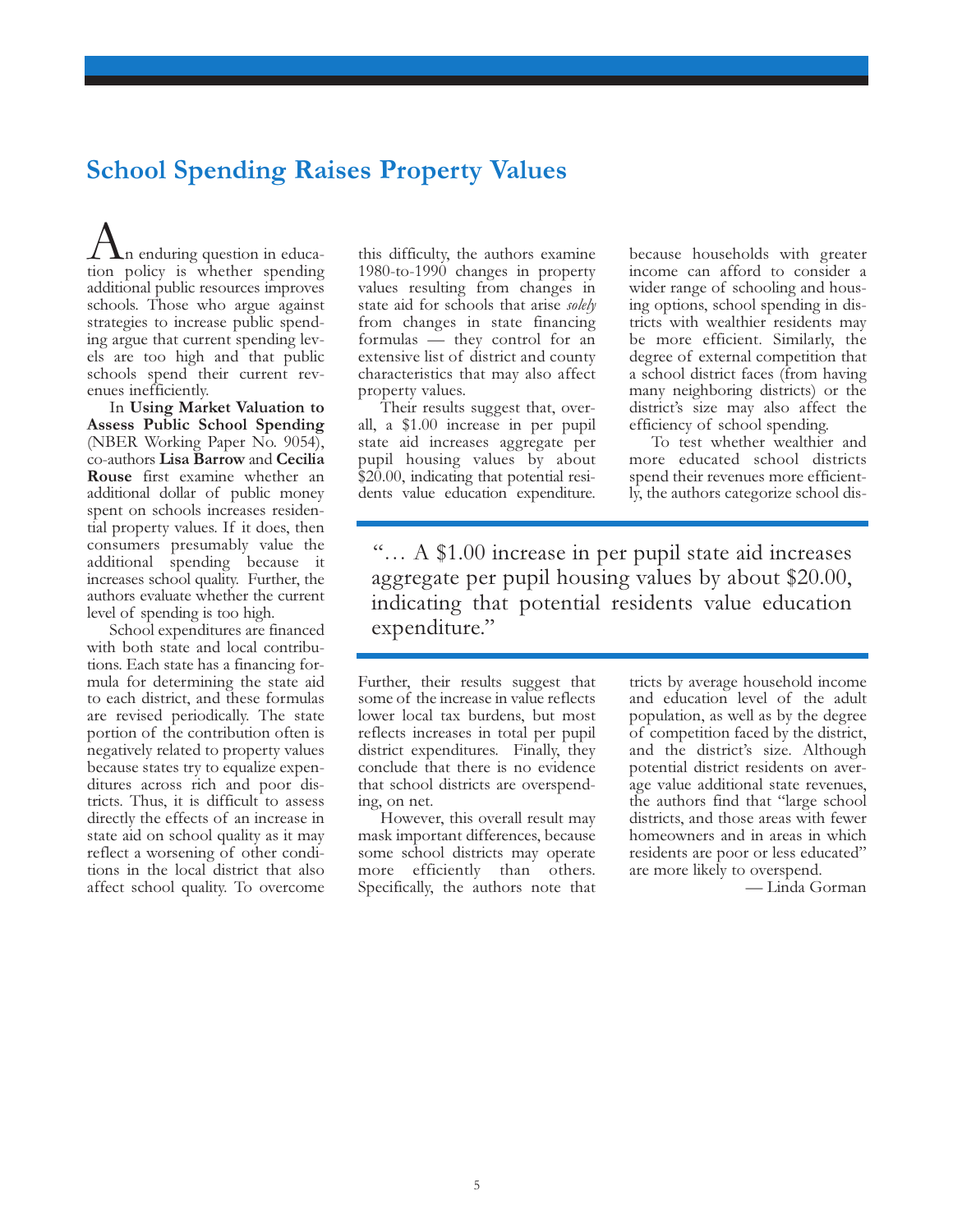## School Spending Raises Property Values

An enduring question in education policy is whether spending additional public resources improves schools. Those who argue against strategies to increase public spending argue that current spending levels are too high and that public schools spend their current revenues inefficiently.

In **Using Market Valuation to Assess Public School Spending** (NBER Working Paper No. 9054), co-authors **Lisa Barrow** and **Cecilia Rouse** first examine whether an additional dollar of public money spent on schools increases residential property values. If it does, then consumers presumably value the additional spending because it increases school quality. Further, the authors evaluate whether the current level of spending is too high.

School expenditures are financed with both state and local contributions. Each state has a financing formula for determining the state aid to each district, and these formulas are revised periodically. The state portion of the contribution often is negatively related to property values because states try to equalize expenditures across rich and poor districts. Thus, it is difficult to assess directly the effects of an increase in state aid on school quality as it may reflect a worsening of other conditions in the local district that also affect school quality. To overcome this difficulty, the authors examine 1980-to-1990 changes in property values resulting from changes in state aid for schools that arise *solely* from changes in state financing formulas — they control for an extensive list of district and county characteristics that may also affect property values.

Their results suggest that, overall, a $1.00 increase in per pupil state aid increases aggregate per pupil housing values by about $20.00, indicating that potential residents value education expenditure. Further, their results suggest that some of the increase in value reflects lower local tax burdens, but most reflects increases in total per pupil district expenditures. Finally, they conclude that there is no evidence that school districts are overspending, on net.

> "… A $1.00 increase in per pupil state aid increases aggregate per pupil housing values by about $20.00, indicating that potential residents value education expenditure."

However, this overall result may mask important differences, because some school districts may operate more efficiently than others. Specifically, the authors note that because households with greater income can afford to consider a wider range of schooling and housing options, school spending in districts with wealthier residents may be more efficient. Similarly, the degree of external competition that a school district faces (from having many neighboring districts) or the district's size may also affect the efficiency of school spending.

To test whether wealthier and more educated school districts spend their revenues more efficiently, the authors categorize school districts by average household income and education level of the adult population, as well as by the degree of competition faced by the district, and the district's size. Although potential district residents on average value additional state revenues, the authors find that "large school districts, and those areas with fewer homeowners and in areas in which residents are poor or less educated" are more likely to overspend.

— Linda Gorman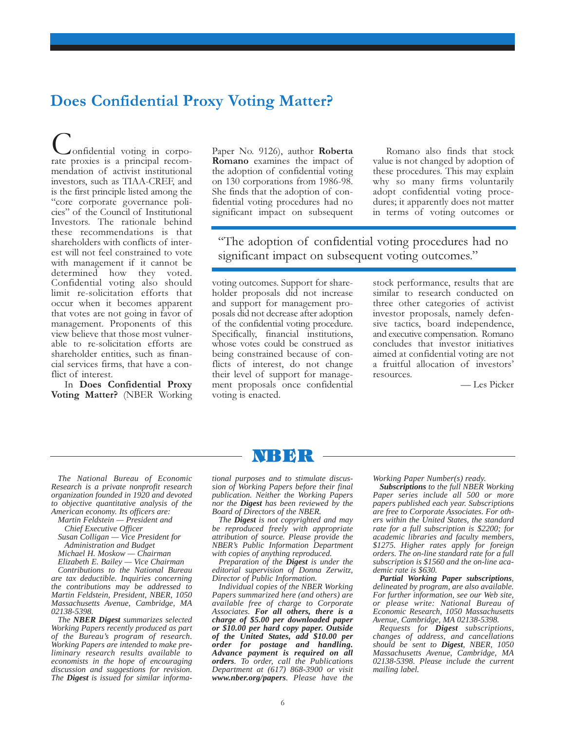# Does Confidential Proxy Voting Matter?

Confidential voting in corporate proxies is a principal recommendation of activist institutional investors, such as TIAA-CREF, and is the first principle listed among the "core corporate governance policies" of the Council of Institutional Investors. The rationale behind these recommendations is that shareholders with conflicts of interest will not feel constrained to vote with management if it cannot be determined how they voted. Confidential voting also should limit re-solicitation efforts that occur when it becomes apparent that votes are not going in favor of management. Proponents of this view believe that those most vulnerable to re-solicitation efforts are shareholder entities, such as financial services firms, that have a conflict of interest.

In **Does Confidential Proxy Voting Matter?** (NBER Working Paper No. 9126), author **Roberta Romano** examines the impact of the adoption of confidential voting on 130 corporations from 1986-98. She finds that the adoption of confidential voting procedures had no significant impact on subsequent voting outcomes. Support for shareholder proposals did not increase and support for management proposals did not decrease after adoption of the confidential voting procedure. Specifically, financial institutions, whose votes could be construed as being constrained because of conflicts of interest, do not change their level of support for management proposals once confidential voting is enacted.

> "The adoption of confidential voting procedures had no significant impact on subsequent voting outcomes."

Romano also finds that stock value is not changed by adoption of these procedures. This may explain why so many firms voluntarily adopt confidential voting procedures; it apparently does not matter in terms of voting outcomes or stock performance, results that are similar to research conducted on three other categories of activist investor proposals, namely defensive tactics, board independence, and executive compensation. Romano concludes that investor initiatives aimed at confidential voting are not a fruitful allocation of investors' resources.

— Les Picker

## NBER

*The National Bureau of Economic Research is a private nonprofit research organization founded in 1920 and devoted to objective quantitative analysis of the American economy. Its officers are:*

*Martin Feldstein — President and Chief Executive Officer*
*Susan Colligan — Vice President for Administration and Budget*
*Michael H. Moskow — Chairman*
*Elizabeth E. Bailey — Vice Chairman*

*Contributions to the National Bureau are tax deductible. Inquiries concerning the contributions may be addressed to Martin Feldstein, President, NBER, 1050 Massachusetts Avenue, Cambridge, MA 02138-5398.*

*The **NBER Digest** summarizes selected Working Papers recently produced as part of the Bureau's program of research. Working Papers are intended to make preliminary research results available to economists in the hope of encouraging discussion and suggestions for revision. The **Digest** is issued for similar informational purposes and to stimulate discussion of Working Papers before their final publication. Neither the Working Papers nor the **Digest** has been reviewed by the Board of Directors of the NBER.*

*The **Digest** is not copyrighted and may be reproduced freely with appropriate attribution of source. Please provide the NBER's Public Information Department with copies of anything reproduced.*

*Preparation of the **Digest** is under the editorial supervision of Donna Zerwitz, Director of Public Information.*

*Individual copies of the NBER Working Papers summarized here (and others) are available free of charge to Corporate Associates. **For all others, there is a charge of $5.00 per downloaded paper or $10.00 per hard copy paper. Outside of the United States, add $10.00 per order for postage and handling. Advance payment is required on all orders**. To order, call the Publications Department at (617) 868-3900 or visit **www.nber.org/papers**. Please have the Working Paper Number(s) ready.*

***Subscriptions** to the full NBER Working Paper series include all 500 or more papers published each year. Subscriptions are free to Corporate Associates. For others within the United States, the standard rate for a full subscription is $2200; for academic libraries and faculty members, $1275. Higher rates apply for foreign orders. The on-line standard rate for a full subscription is $1560 and the on-line academic rate is $630.*

***Partial Working Paper subscriptions**, delineated by program, are also available. For further information, see our Web site, or please write: National Bureau of Economic Research, 1050 Massachusetts Avenue, Cambridge, MA 02138-5398.*

*Requests for **Digest** subscriptions, changes of address, and cancellations should be sent to **Digest**, NBER, 1050 Massachusetts Avenue, Cambridge, MA 02138-5398. Please include the current mailing label.*